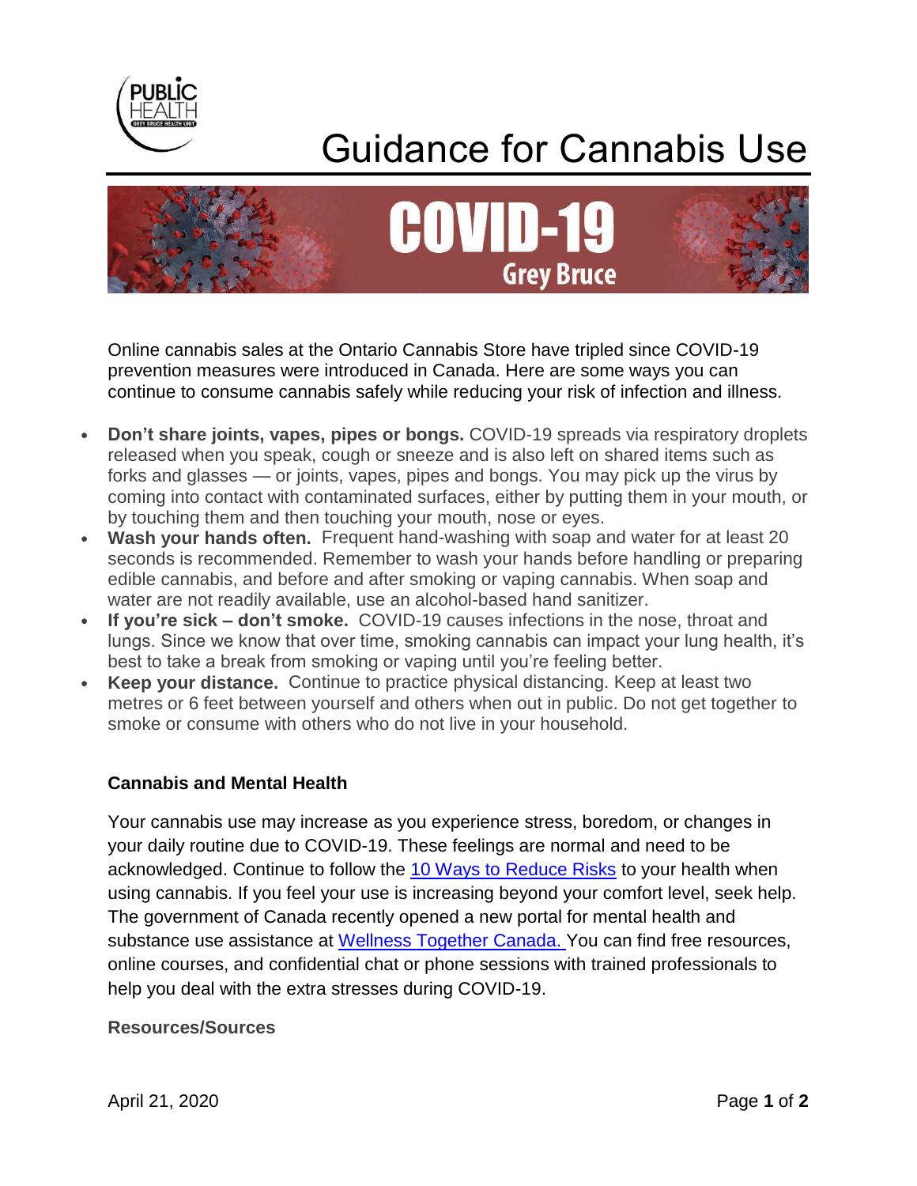# Guidance for Cannabis Use

**COVID-19**
**Grey Bruce**

Online cannabis sales at the Ontario Cannabis Store have tripled since COVID-19 prevention measures were introduced in Canada. Here are some ways you can continue to consume cannabis safely while reducing your risk of infection and illness.

- **Don't share joints, vapes, pipes or bongs.** COVID-19 spreads via respiratory droplets released when you speak, cough or sneeze and is also left on shared items such as forks and glasses — or joints, vapes, pipes and bongs. You may pick up the virus by coming into contact with contaminated surfaces, either by putting them in your mouth, or by touching them and then touching your mouth, nose or eyes.
- **Wash your hands often.** Frequent hand-washing with soap and water for at least 20 seconds is recommended. Remember to wash your hands before handling or preparing edible cannabis, and before and after smoking or vaping cannabis. When soap and water are not readily available, use an alcohol-based hand sanitizer.
- **If you're sick – don't smoke.** COVID-19 causes infections in the nose, throat and lungs. Since we know that over time, smoking cannabis can impact your lung health, it's best to take a break from smoking or vaping until you're feeling better.
- **Keep your distance.** Continue to practice physical distancing. Keep at least two metres or 6 feet between yourself and others when out in public. Do not get together to smoke or consume with others who do not live in your household.

### Cannabis and Mental Health

Your cannabis use may increase as you experience stress, boredom, or changes in your daily routine due to COVID-19. These feelings are normal and need to be acknowledged. Continue to follow the 10 Ways to Reduce Risks to your health when using cannabis. If you feel your use is increasing beyond your comfort level, seek help. The government of Canada recently opened a new portal for mental health and substance use assistance at Wellness Together Canada. You can find free resources, online courses, and confidential chat or phone sessions with trained professionals to help you deal with the extra stresses during COVID-19.

### Resources/Sources

April 21, 2020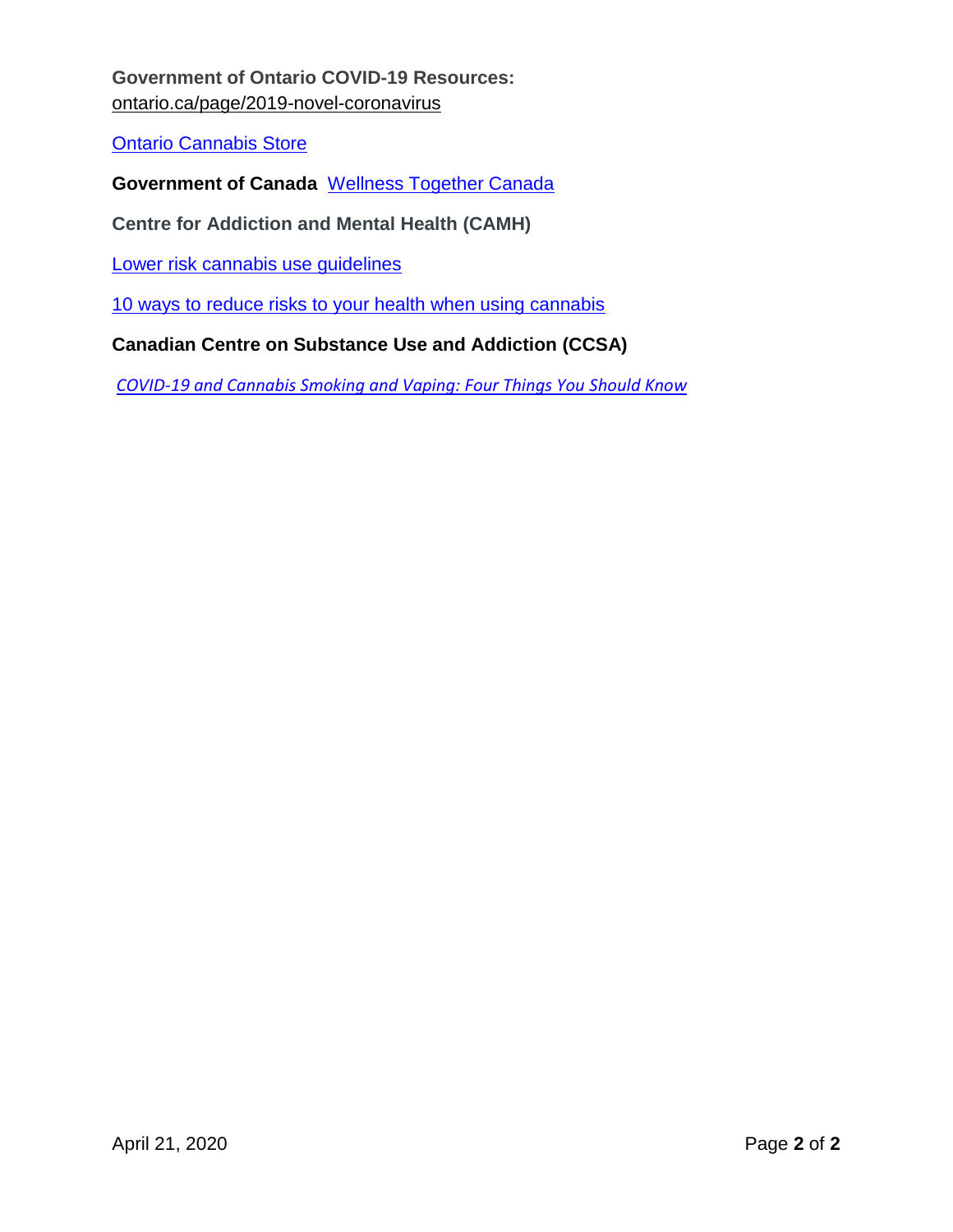**Government of Ontario COVID-19 Resources:**
ontario.ca/page/2019-novel-coronavirus

Ontario Cannabis Store

**Government of Canada** Wellness Together Canada

**Centre for Addiction and Mental Health (CAMH)**

Lower risk cannabis use guidelines

10 ways to reduce risks to your health when using cannabis

**Canadian Centre on Substance Use and Addiction (CCSA)**

*COVID-19 and Cannabis Smoking and Vaping: Four Things You Should Know*

April 21, 2020